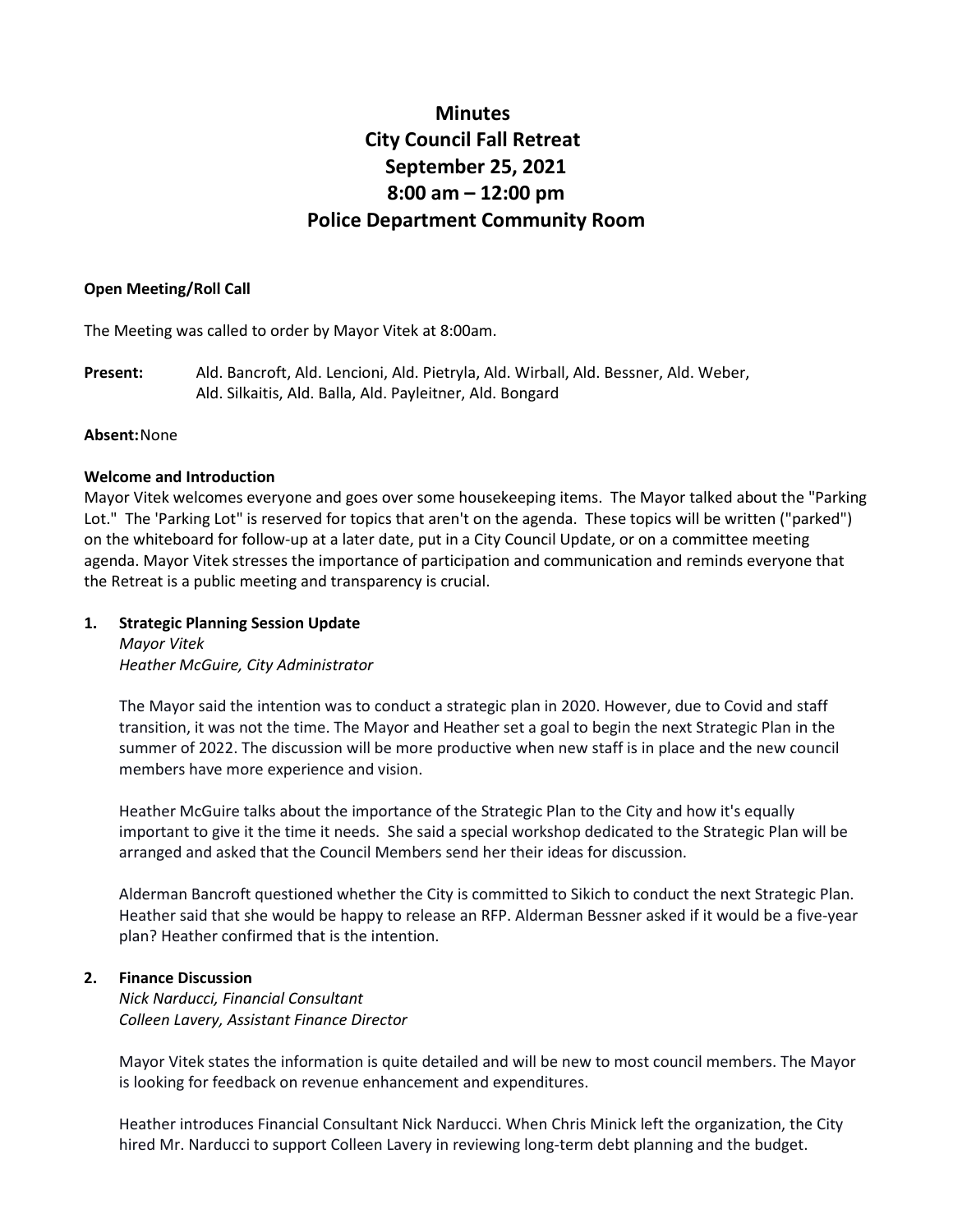# Minutes
# City Council Fall Retreat
# September 25, 2021
# 8:00 am – 12:00 pm
# Police Department Community Room

**Open Meeting/Roll Call**

The Meeting was called to order by Mayor Vitek at 8:00am.

**Present:** Ald. Bancroft, Ald. Lencioni, Ald. Pietryla, Ald. Wirball, Ald. Bessner, Ald. Weber, Ald. Silkaitis, Ald. Balla, Ald. Payleitner, Ald. Bongard

**Absent:** None

**Welcome and Introduction**

Mayor Vitek welcomes everyone and goes over some housekeeping items. The Mayor talked about the "Parking Lot." The 'Parking Lot" is reserved for topics that aren't on the agenda. These topics will be written ("parked") on the whiteboard for follow-up at a later date, put in a City Council Update, or on a committee meeting agenda. Mayor Vitek stresses the importance of participation and communication and reminds everyone that the Retreat is a public meeting and transparency is crucial.

**1. Strategic Planning Session Update**

*Mayor Vitek*
*Heather McGuire, City Administrator*

The Mayor said the intention was to conduct a strategic plan in 2020. However, due to Covid and staff transition, it was not the time. The Mayor and Heather set a goal to begin the next Strategic Plan in the summer of 2022. The discussion will be more productive when new staff is in place and the new council members have more experience and vision.

Heather McGuire talks about the importance of the Strategic Plan to the City and how it's equally important to give it the time it needs. She said a special workshop dedicated to the Strategic Plan will be arranged and asked that the Council Members send her their ideas for discussion.

Alderman Bancroft questioned whether the City is committed to Sikich to conduct the next Strategic Plan. Heather said that she would be happy to release an RFP. Alderman Bessner asked if it would be a five-year plan? Heather confirmed that is the intention.

**2. Finance Discussion**

*Nick Narducci, Financial Consultant*
*Colleen Lavery, Assistant Finance Director*

Mayor Vitek states the information is quite detailed and will be new to most council members. The Mayor is looking for feedback on revenue enhancement and expenditures.

Heather introduces Financial Consultant Nick Narducci. When Chris Minick left the organization, the City hired Mr. Narducci to support Colleen Lavery in reviewing long-term debt planning and the budget.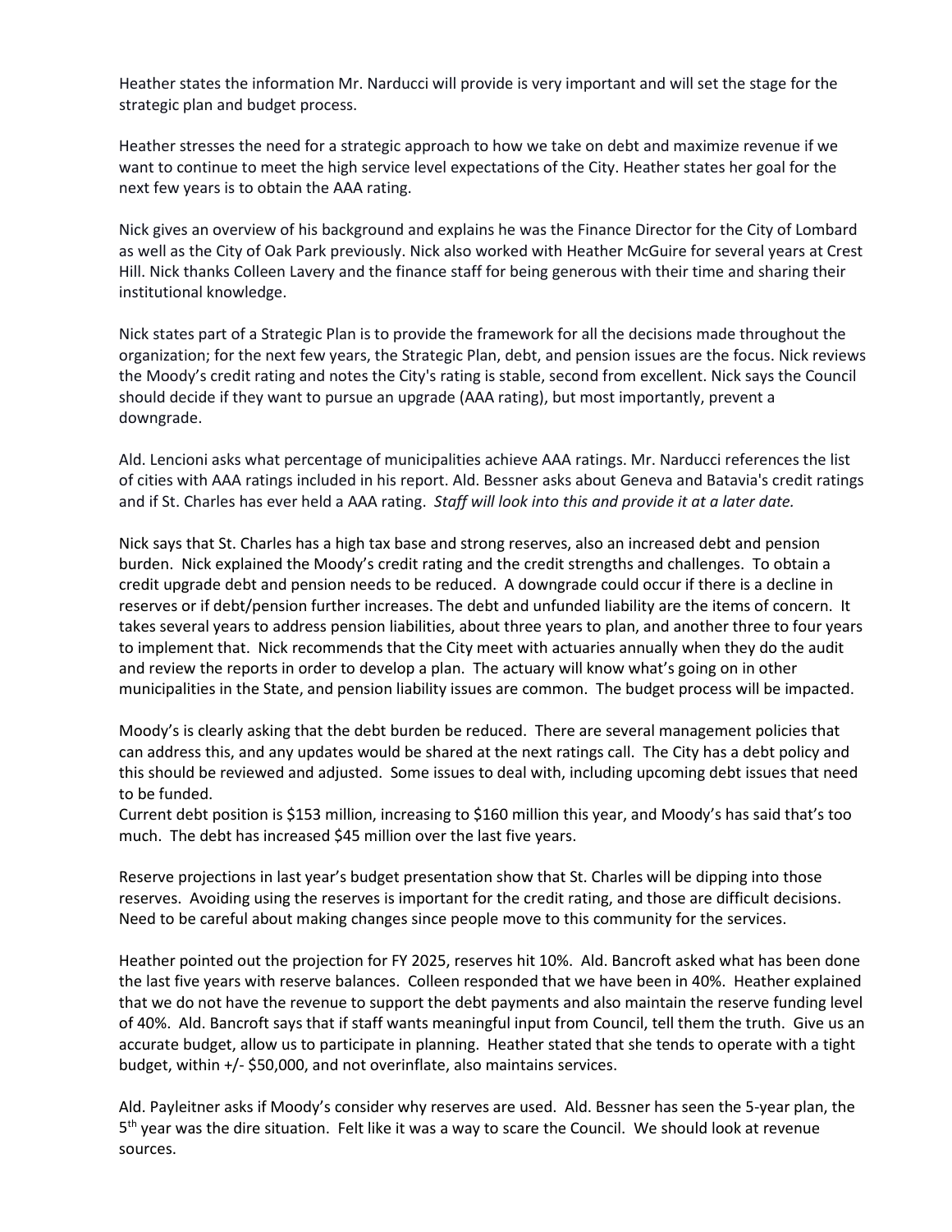Heather states the information Mr. Narducci will provide is very important and will set the stage for the strategic plan and budget process.

Heather stresses the need for a strategic approach to how we take on debt and maximize revenue if we want to continue to meet the high service level expectations of the City. Heather states her goal for the next few years is to obtain the AAA rating.

Nick gives an overview of his background and explains he was the Finance Director for the City of Lombard as well as the City of Oak Park previously. Nick also worked with Heather McGuire for several years at Crest Hill. Nick thanks Colleen Lavery and the finance staff for being generous with their time and sharing their institutional knowledge.

Nick states part of a Strategic Plan is to provide the framework for all the decisions made throughout the organization; for the next few years, the Strategic Plan, debt, and pension issues are the focus. Nick reviews the Moody's credit rating and notes the City's rating is stable, second from excellent. Nick says the Council should decide if they want to pursue an upgrade (AAA rating), but most importantly, prevent a downgrade.

Ald. Lencioni asks what percentage of municipalities achieve AAA ratings. Mr. Narducci references the list of cities with AAA ratings included in his report. Ald. Bessner asks about Geneva and Batavia's credit ratings and if St. Charles has ever held a AAA rating. *Staff will look into this and provide it at a later date.*

Nick says that St. Charles has a high tax base and strong reserves, also an increased debt and pension burden. Nick explained the Moody's credit rating and the credit strengths and challenges. To obtain a credit upgrade debt and pension needs to be reduced. A downgrade could occur if there is a decline in reserves or if debt/pension further increases. The debt and unfunded liability are the items of concern. It takes several years to address pension liabilities, about three years to plan, and another three to four years to implement that. Nick recommends that the City meet with actuaries annually when they do the audit and review the reports in order to develop a plan. The actuary will know what's going on in other municipalities in the State, and pension liability issues are common. The budget process will be impacted.

Moody's is clearly asking that the debt burden be reduced. There are several management policies that can address this, and any updates would be shared at the next ratings call. The City has a debt policy and this should be reviewed and adjusted. Some issues to deal with, including upcoming debt issues that need to be funded.
Current debt position is $153 million, increasing to $160 million this year, and Moody's has said that's too much. The debt has increased $45 million over the last five years.

Reserve projections in last year's budget presentation show that St. Charles will be dipping into those reserves. Avoiding using the reserves is important for the credit rating, and those are difficult decisions. Need to be careful about making changes since people move to this community for the services.

Heather pointed out the projection for FY 2025, reserves hit 10%. Ald. Bancroft asked what has been done the last five years with reserve balances. Colleen responded that we have been in 40%. Heather explained that we do not have the revenue to support the debt payments and also maintain the reserve funding level of 40%. Ald. Bancroft says that if staff wants meaningful input from Council, tell them the truth. Give us an accurate budget, allow us to participate in planning. Heather stated that she tends to operate with a tight budget, within +/- $50,000, and not overinflate, also maintains services.

Ald. Payleitner asks if Moody's consider why reserves are used. Ald. Bessner has seen the 5-year plan, the 5th year was the dire situation. Felt like it was a way to scare the Council. We should look at revenue sources.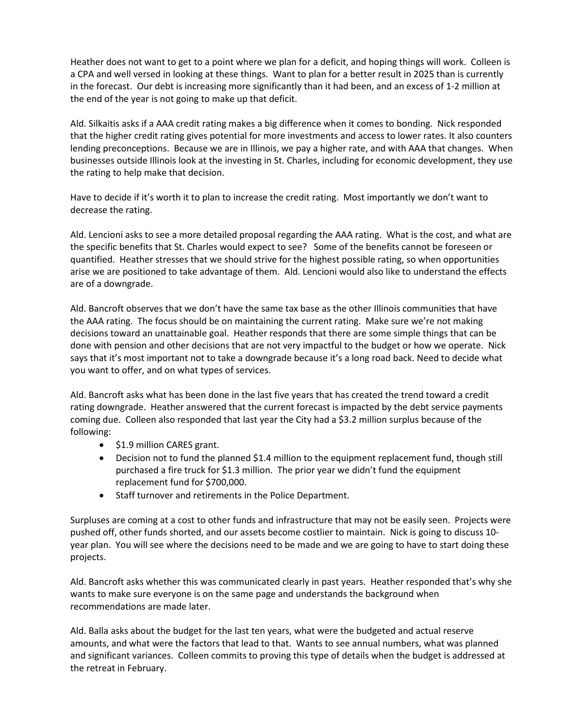Heather does not want to get to a point where we plan for a deficit, and hoping things will work. Colleen is a CPA and well versed in looking at these things. Want to plan for a better result in 2025 than is currently in the forecast. Our debt is increasing more significantly than it had been, and an excess of 1-2 million at the end of the year is not going to make up that deficit.

Ald. Silkaitis asks if a AAA credit rating makes a big difference when it comes to bonding. Nick responded that the higher credit rating gives potential for more investments and access to lower rates. It also counters lending preconceptions. Because we are in Illinois, we pay a higher rate, and with AAA that changes. When businesses outside Illinois look at the investing in St. Charles, including for economic development, they use the rating to help make that decision.

Have to decide if it's worth it to plan to increase the credit rating. Most importantly we don't want to decrease the rating.

Ald. Lencioni asks to see a more detailed proposal regarding the AAA rating. What is the cost, and what are the specific benefits that St. Charles would expect to see? Some of the benefits cannot be foreseen or quantified. Heather stresses that we should strive for the highest possible rating, so when opportunities arise we are positioned to take advantage of them. Ald. Lencioni would also like to understand the effects are of a downgrade.

Ald. Bancroft observes that we don't have the same tax base as the other Illinois communities that have the AAA rating. The focus should be on maintaining the current rating. Make sure we're not making decisions toward an unattainable goal. Heather responds that there are some simple things that can be done with pension and other decisions that are not very impactful to the budget or how we operate. Nick says that it's most important not to take a downgrade because it's a long road back. Need to decide what you want to offer, and on what types of services.

Ald. Bancroft asks what has been done in the last five years that has created the trend toward a credit rating downgrade. Heather answered that the current forecast is impacted by the debt service payments coming due. Colleen also responded that last year the City had a $3.2 million surplus because of the following:

- $1.9 million CARES grant.
- Decision not to fund the planned $1.4 million to the equipment replacement fund, though still purchased a fire truck for $1.3 million. The prior year we didn't fund the equipment replacement fund for $700,000.
- Staff turnover and retirements in the Police Department.

Surpluses are coming at a cost to other funds and infrastructure that may not be easily seen. Projects were pushed off, other funds shorted, and our assets become costlier to maintain. Nick is going to discuss 10-year plan. You will see where the decisions need to be made and we are going to have to start doing these projects.

Ald. Bancroft asks whether this was communicated clearly in past years. Heather responded that's why she wants to make sure everyone is on the same page and understands the background when recommendations are made later.

Ald. Balla asks about the budget for the last ten years, what were the budgeted and actual reserve amounts, and what were the factors that lead to that. Wants to see annual numbers, what was planned and significant variances. Colleen commits to proving this type of details when the budget is addressed at the retreat in February.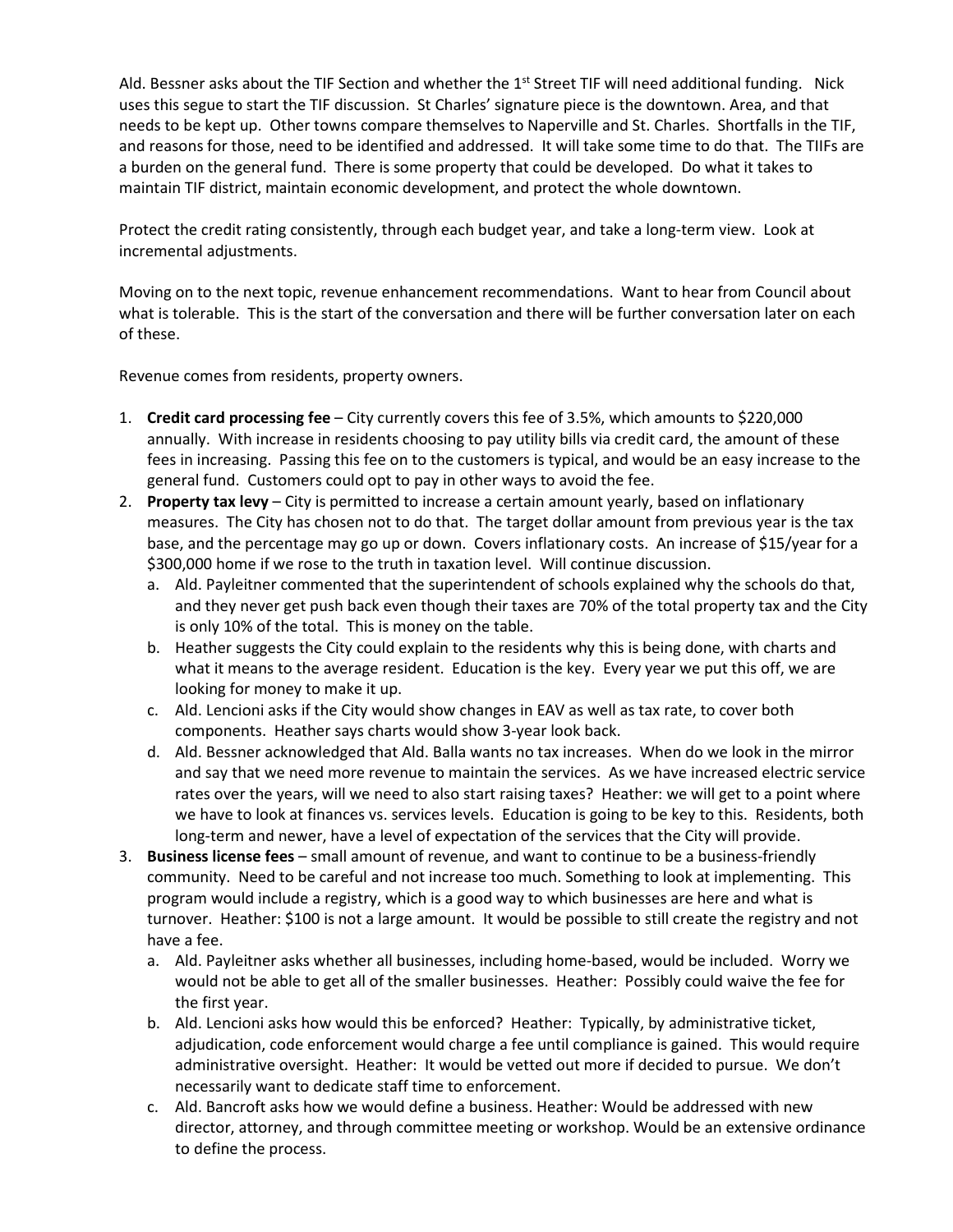Ald. Bessner asks about the TIF Section and whether the 1st Street TIF will need additional funding. Nick uses this segue to start the TIF discussion. St Charles' signature piece is the downtown. Area, and that needs to be kept up. Other towns compare themselves to Naperville and St. Charles. Shortfalls in the TIF, and reasons for those, need to be identified and addressed. It will take some time to do that. The TIIFs are a burden on the general fund. There is some property that could be developed. Do what it takes to maintain TIF district, maintain economic development, and protect the whole downtown.

Protect the credit rating consistently, through each budget year, and take a long-term view. Look at incremental adjustments.

Moving on to the next topic, revenue enhancement recommendations. Want to hear from Council about what is tolerable. This is the start of the conversation and there will be further conversation later on each of these.

Revenue comes from residents, property owners.

1. **Credit card processing fee** – City currently covers this fee of 3.5%, which amounts to $220,000 annually. With increase in residents choosing to pay utility bills via credit card, the amount of these fees in increasing. Passing this fee on to the customers is typical, and would be an easy increase to the general fund. Customers could opt to pay in other ways to avoid the fee.
2. **Property tax levy** – City is permitted to increase a certain amount yearly, based on inflationary measures. The City has chosen not to do that. The target dollar amount from previous year is the tax base, and the percentage may go up or down. Covers inflationary costs. An increase of $15/year for a $300,000 home if we rose to the truth in taxation level. Will continue discussion.
   a. Ald. Payleitner commented that the superintendent of schools explained why the schools do that, and they never get push back even though their taxes are 70% of the total property tax and the City is only 10% of the total. This is money on the table.
   b. Heather suggests the City could explain to the residents why this is being done, with charts and what it means to the average resident. Education is the key. Every year we put this off, we are looking for money to make it up.
   c. Ald. Lencioni asks if the City would show changes in EAV as well as tax rate, to cover both components. Heather says charts would show 3-year look back.
   d. Ald. Bessner acknowledged that Ald. Balla wants no tax increases. When do we look in the mirror and say that we need more revenue to maintain the services. As we have increased electric service rates over the years, will we need to also start raising taxes? Heather: we will get to a point where we have to look at finances vs. services levels. Education is going to be key to this. Residents, both long-term and newer, have a level of expectation of the services that the City will provide.
3. **Business license fees** – small amount of revenue, and want to continue to be a business-friendly community. Need to be careful and not increase too much. Something to look at implementing. This program would include a registry, which is a good way to which businesses are here and what is turnover. Heather: $100 is not a large amount. It would be possible to still create the registry and not have a fee.
   a. Ald. Payleitner asks whether all businesses, including home-based, would be included. Worry we would not be able to get all of the smaller businesses. Heather: Possibly could waive the fee for the first year.
   b. Ald. Lencioni asks how would this be enforced? Heather: Typically, by administrative ticket, adjudication, code enforcement would charge a fee until compliance is gained. This would require administrative oversight. Heather: It would be vetted out more if decided to pursue. We don't necessarily want to dedicate staff time to enforcement.
   c. Ald. Bancroft asks how we would define a business. Heather: Would be addressed with new director, attorney, and through committee meeting or workshop. Would be an extensive ordinance to define the process.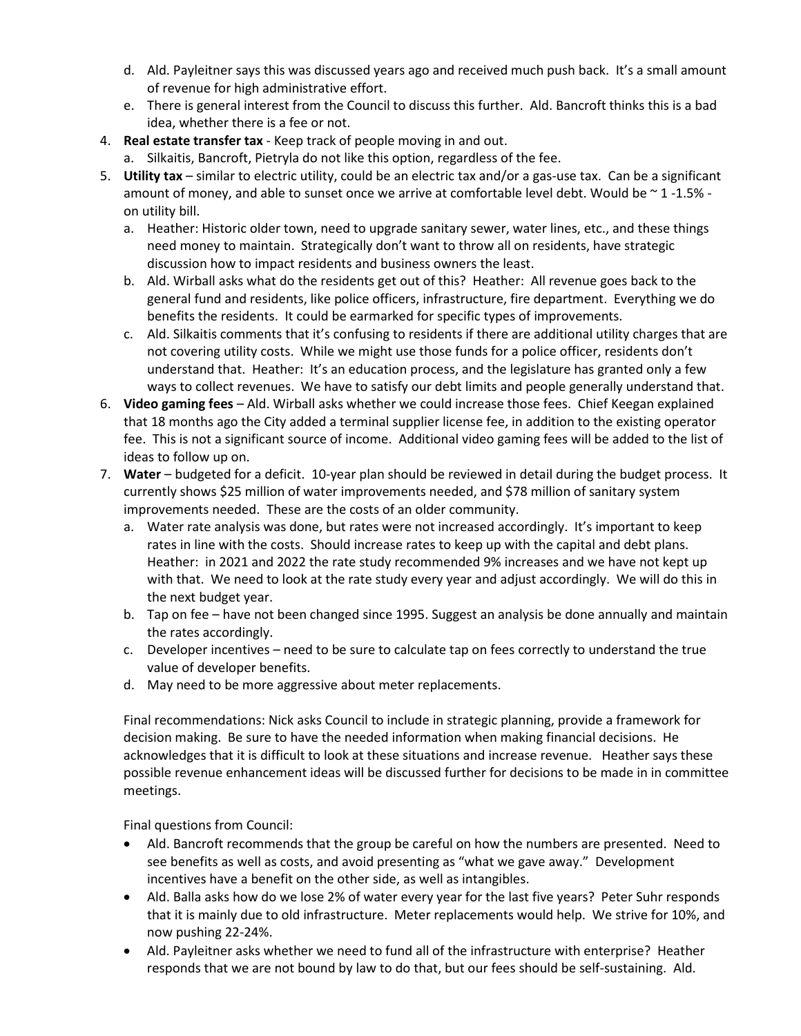d. Ald. Payleitner says this was discussed years ago and received much push back. It's a small amount of revenue for high administrative effort.
   e. There is general interest from the Council to discuss this further. Ald. Bancroft thinks this is a bad idea, whether there is a fee or not.
4. **Real estate transfer tax** - Keep track of people moving in and out.
   a. Silkaitis, Bancroft, Pietryla do not like this option, regardless of the fee.
5. **Utility tax** – similar to electric utility, could be an electric tax and/or a gas-use tax. Can be a significant amount of money, and able to sunset once we arrive at comfortable level debt. Would be ~ 1 -1.5% - on utility bill.
   a. Heather: Historic older town, need to upgrade sanitary sewer, water lines, etc., and these things need money to maintain. Strategically don't want to throw all on residents, have strategic discussion how to impact residents and business owners the least.
   b. Ald. Wirball asks what do the residents get out of this? Heather: All revenue goes back to the general fund and residents, like police officers, infrastructure, fire department. Everything we do benefits the residents. It could be earmarked for specific types of improvements.
   c. Ald. Silkaitis comments that it's confusing to residents if there are additional utility charges that are not covering utility costs. While we might use those funds for a police officer, residents don't understand that. Heather: It's an education process, and the legislature has granted only a few ways to collect revenues. We have to satisfy our debt limits and people generally understand that.
6. **Video gaming fees** – Ald. Wirball asks whether we could increase those fees. Chief Keegan explained that 18 months ago the City added a terminal supplier license fee, in addition to the existing operator fee. This is not a significant source of income. Additional video gaming fees will be added to the list of ideas to follow up on.
7. **Water** – budgeted for a deficit. 10-year plan should be reviewed in detail during the budget process. It currently shows $25 million of water improvements needed, and $78 million of sanitary system improvements needed. These are the costs of an older community.
   a. Water rate analysis was done, but rates were not increased accordingly. It's important to keep rates in line with the costs. Should increase rates to keep up with the capital and debt plans. Heather: in 2021 and 2022 the rate study recommended 9% increases and we have not kept up with that. We need to look at the rate study every year and adjust accordingly. We will do this in the next budget year.
   b. Tap on fee – have not been changed since 1995. Suggest an analysis be done annually and maintain the rates accordingly.
   c. Developer incentives – need to be sure to calculate tap on fees correctly to understand the true value of developer benefits.
   d. May need to be more aggressive about meter replacements.

   Final recommendations: Nick asks Council to include in strategic planning, provide a framework for decision making. Be sure to have the needed information when making financial decisions. He acknowledges that it is difficult to look at these situations and increase revenue. Heather says these possible revenue enhancement ideas will be discussed further for decisions to be made in in committee meetings.

   Final questions from Council:

   - Ald. Bancroft recommends that the group be careful on how the numbers are presented. Need to see benefits as well as costs, and avoid presenting as "what we gave away." Development incentives have a benefit on the other side, as well as intangibles.
   - Ald. Balla asks how do we lose 2% of water every year for the last five years? Peter Suhr responds that it is mainly due to old infrastructure. Meter replacements would help. We strive for 10%, and now pushing 22-24%.
   - Ald. Payleitner asks whether we need to fund all of the infrastructure with enterprise? Heather responds that we are not bound by law to do that, but our fees should be self-sustaining. Ald.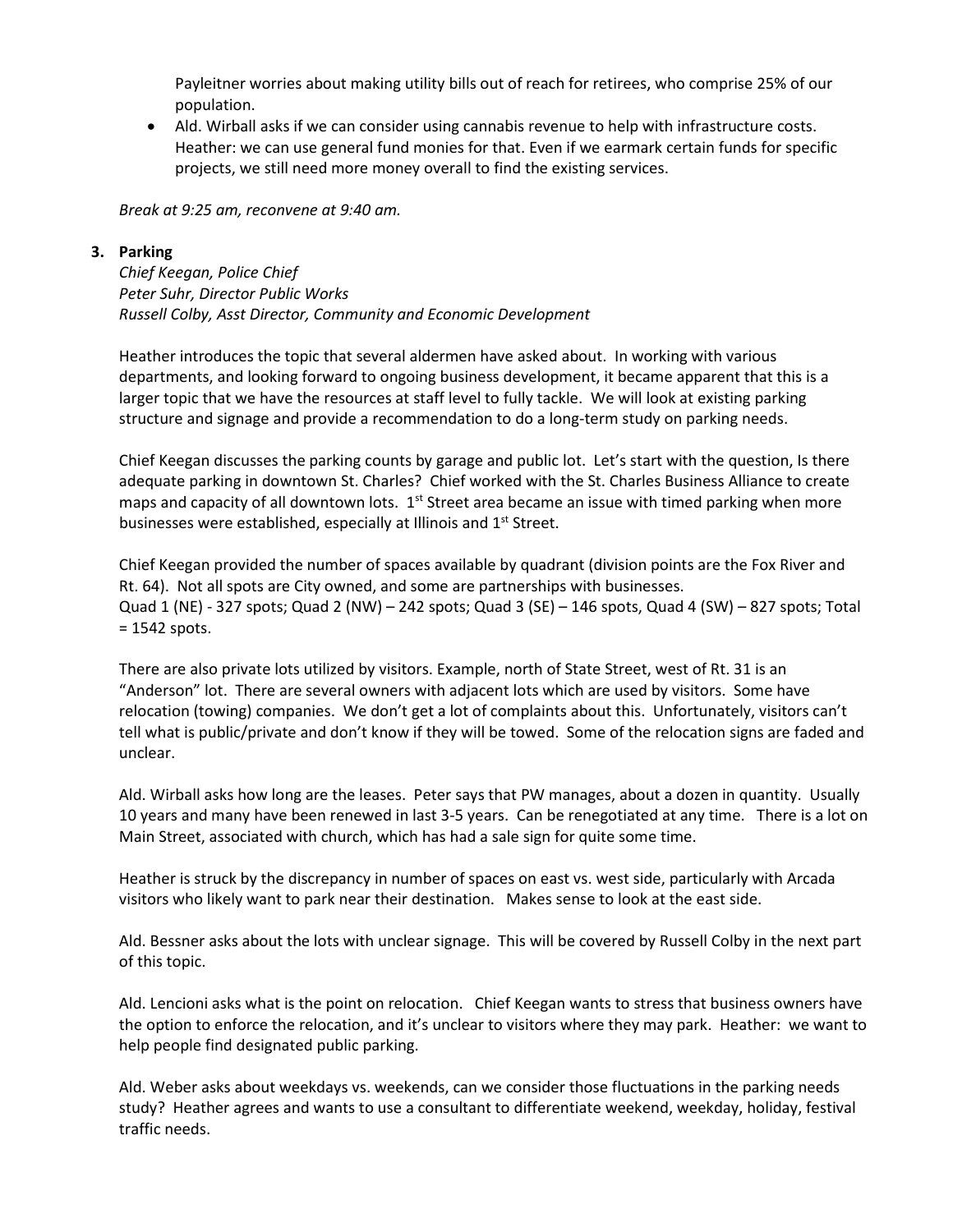Payleitner worries about making utility bills out of reach for retirees, who comprise 25% of our population.

- Ald. Wirball asks if we can consider using cannabis revenue to help with infrastructure costs. Heather: we can use general fund monies for that. Even if we earmark certain funds for specific projects, we still need more money overall to find the existing services.

*Break at 9:25 am, reconvene at 9:40 am.*

**3. Parking**

*Chief Keegan, Police Chief*
*Peter Suhr, Director Public Works*
*Russell Colby, Asst Director, Community and Economic Development*

Heather introduces the topic that several aldermen have asked about. In working with various departments, and looking forward to ongoing business development, it became apparent that this is a larger topic that we have the resources at staff level to fully tackle. We will look at existing parking structure and signage and provide a recommendation to do a long-term study on parking needs.

Chief Keegan discusses the parking counts by garage and public lot. Let's start with the question, Is there adequate parking in downtown St. Charles? Chief worked with the St. Charles Business Alliance to create maps and capacity of all downtown lots. 1st Street area became an issue with timed parking when more businesses were established, especially at Illinois and 1st Street.

Chief Keegan provided the number of spaces available by quadrant (division points are the Fox River and Rt. 64). Not all spots are City owned, and some are partnerships with businesses.
Quad 1 (NE) - 327 spots; Quad 2 (NW) – 242 spots; Quad 3 (SE) – 146 spots, Quad 4 (SW) – 827 spots; Total = 1542 spots.

There are also private lots utilized by visitors. Example, north of State Street, west of Rt. 31 is an "Anderson" lot. There are several owners with adjacent lots which are used by visitors. Some have relocation (towing) companies. We don't get a lot of complaints about this. Unfortunately, visitors can't tell what is public/private and don't know if they will be towed. Some of the relocation signs are faded and unclear.

Ald. Wirball asks how long are the leases. Peter says that PW manages, about a dozen in quantity. Usually 10 years and many have been renewed in last 3-5 years. Can be renegotiated at any time. There is a lot on Main Street, associated with church, which has had a sale sign for quite some time.

Heather is struck by the discrepancy in number of spaces on east vs. west side, particularly with Arcada visitors who likely want to park near their destination. Makes sense to look at the east side.

Ald. Bessner asks about the lots with unclear signage. This will be covered by Russell Colby in the next part of this topic.

Ald. Lencioni asks what is the point on relocation. Chief Keegan wants to stress that business owners have the option to enforce the relocation, and it's unclear to visitors where they may park. Heather: we want to help people find designated public parking.

Ald. Weber asks about weekdays vs. weekends, can we consider those fluctuations in the parking needs study? Heather agrees and wants to use a consultant to differentiate weekend, weekday, holiday, festival traffic needs.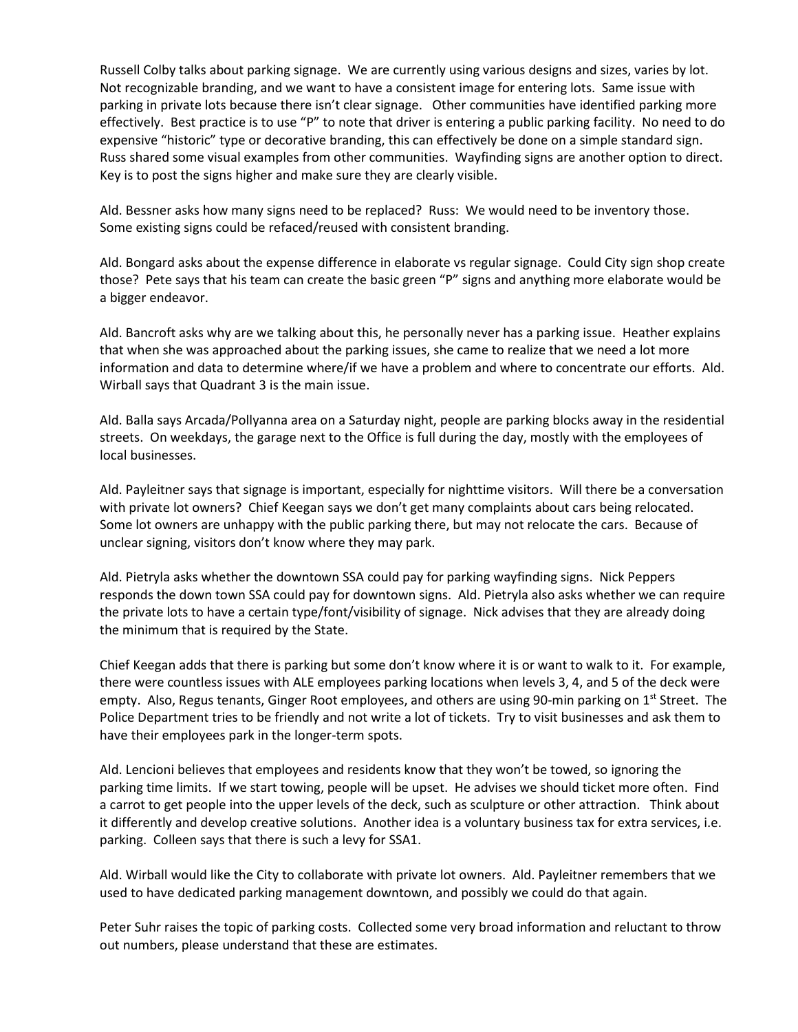Russell Colby talks about parking signage. We are currently using various designs and sizes, varies by lot. Not recognizable branding, and we want to have a consistent image for entering lots. Same issue with parking in private lots because there isn't clear signage. Other communities have identified parking more effectively. Best practice is to use "P" to note that driver is entering a public parking facility. No need to do expensive "historic" type or decorative branding, this can effectively be done on a simple standard sign. Russ shared some visual examples from other communities. Wayfinding signs are another option to direct. Key is to post the signs higher and make sure they are clearly visible.

Ald. Bessner asks how many signs need to be replaced? Russ: We would need to be inventory those. Some existing signs could be refaced/reused with consistent branding.

Ald. Bongard asks about the expense difference in elaborate vs regular signage. Could City sign shop create those? Pete says that his team can create the basic green "P" signs and anything more elaborate would be a bigger endeavor.

Ald. Bancroft asks why are we talking about this, he personally never has a parking issue. Heather explains that when she was approached about the parking issues, she came to realize that we need a lot more information and data to determine where/if we have a problem and where to concentrate our efforts. Ald. Wirball says that Quadrant 3 is the main issue.

Ald. Balla says Arcada/Pollyanna area on a Saturday night, people are parking blocks away in the residential streets. On weekdays, the garage next to the Office is full during the day, mostly with the employees of local businesses.

Ald. Payleitner says that signage is important, especially for nighttime visitors. Will there be a conversation with private lot owners? Chief Keegan says we don't get many complaints about cars being relocated. Some lot owners are unhappy with the public parking there, but may not relocate the cars. Because of unclear signing, visitors don't know where they may park.

Ald. Pietryla asks whether the downtown SSA could pay for parking wayfinding signs. Nick Peppers responds the down town SSA could pay for downtown signs. Ald. Pietryla also asks whether we can require the private lots to have a certain type/font/visibility of signage. Nick advises that they are already doing the minimum that is required by the State.

Chief Keegan adds that there is parking but some don't know where it is or want to walk to it. For example, there were countless issues with ALE employees parking locations when levels 3, 4, and 5 of the deck were empty. Also, Regus tenants, Ginger Root employees, and others are using 90-min parking on 1st Street. The Police Department tries to be friendly and not write a lot of tickets. Try to visit businesses and ask them to have their employees park in the longer-term spots.

Ald. Lencioni believes that employees and residents know that they won't be towed, so ignoring the parking time limits. If we start towing, people will be upset. He advises we should ticket more often. Find a carrot to get people into the upper levels of the deck, such as sculpture or other attraction. Think about it differently and develop creative solutions. Another idea is a voluntary business tax for extra services, i.e. parking. Colleen says that there is such a levy for SSA1.

Ald. Wirball would like the City to collaborate with private lot owners. Ald. Payleitner remembers that we used to have dedicated parking management downtown, and possibly we could do that again.

Peter Suhr raises the topic of parking costs. Collected some very broad information and reluctant to throw out numbers, please understand that these are estimates.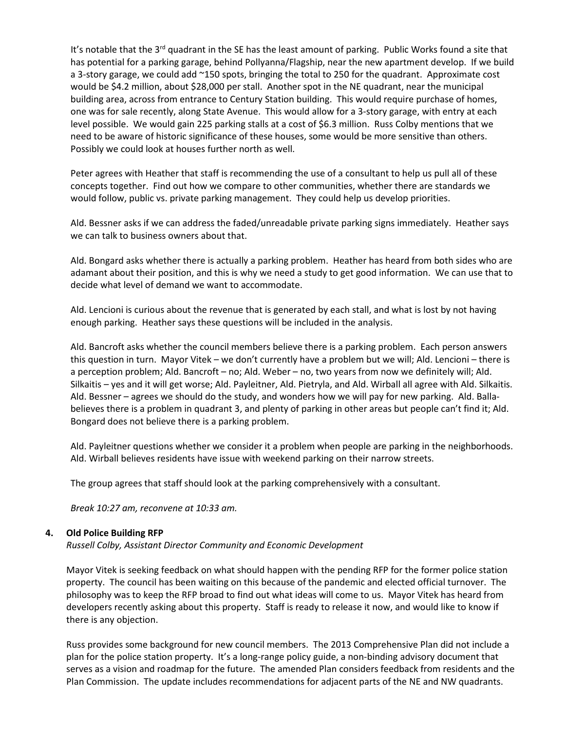It's notable that the 3rd quadrant in the SE has the least amount of parking. Public Works found a site that has potential for a parking garage, behind Pollyanna/Flagship, near the new apartment develop. If we build a 3-story garage, we could add ~150 spots, bringing the total to 250 for the quadrant. Approximate cost would be $4.2 million, about $28,000 per stall. Another spot in the NE quadrant, near the municipal building area, across from entrance to Century Station building. This would require purchase of homes, one was for sale recently, along State Avenue. This would allow for a 3-story garage, with entry at each level possible. We would gain 225 parking stalls at a cost of $6.3 million. Russ Colby mentions that we need to be aware of historic significance of these houses, some would be more sensitive than others. Possibly we could look at houses further north as well.

Peter agrees with Heather that staff is recommending the use of a consultant to help us pull all of these concepts together. Find out how we compare to other communities, whether there are standards we would follow, public vs. private parking management. They could help us develop priorities.

Ald. Bessner asks if we can address the faded/unreadable private parking signs immediately. Heather says we can talk to business owners about that.

Ald. Bongard asks whether there is actually a parking problem. Heather has heard from both sides who are adamant about their position, and this is why we need a study to get good information. We can use that to decide what level of demand we want to accommodate.

Ald. Lencioni is curious about the revenue that is generated by each stall, and what is lost by not having enough parking. Heather says these questions will be included in the analysis.

Ald. Bancroft asks whether the council members believe there is a parking problem. Each person answers this question in turn. Mayor Vitek – we don't currently have a problem but we will; Ald. Lencioni – there is a perception problem; Ald. Bancroft – no; Ald. Weber – no, two years from now we definitely will; Ald. Silkaitis – yes and it will get worse; Ald. Payleitner, Ald. Pietryla, and Ald. Wirball all agree with Ald. Silkaitis. Ald. Bessner – agrees we should do the study, and wonders how we will pay for new parking. Ald. Balla-believes there is a problem in quadrant 3, and plenty of parking in other areas but people can't find it; Ald. Bongard does not believe there is a parking problem.

Ald. Payleitner questions whether we consider it a problem when people are parking in the neighborhoods. Ald. Wirball believes residents have issue with weekend parking on their narrow streets.

The group agrees that staff should look at the parking comprehensively with a consultant.

*Break 10:27 am, reconvene at 10:33 am.*

**4. Old Police Building RFP**

*Russell Colby, Assistant Director Community and Economic Development*

Mayor Vitek is seeking feedback on what should happen with the pending RFP for the former police station property. The council has been waiting on this because of the pandemic and elected official turnover. The philosophy was to keep the RFP broad to find out what ideas will come to us. Mayor Vitek has heard from developers recently asking about this property. Staff is ready to release it now, and would like to know if there is any objection.

Russ provides some background for new council members. The 2013 Comprehensive Plan did not include a plan for the police station property. It's a long-range policy guide, a non-binding advisory document that serves as a vision and roadmap for the future. The amended Plan considers feedback from residents and the Plan Commission. The update includes recommendations for adjacent parts of the NE and NW quadrants.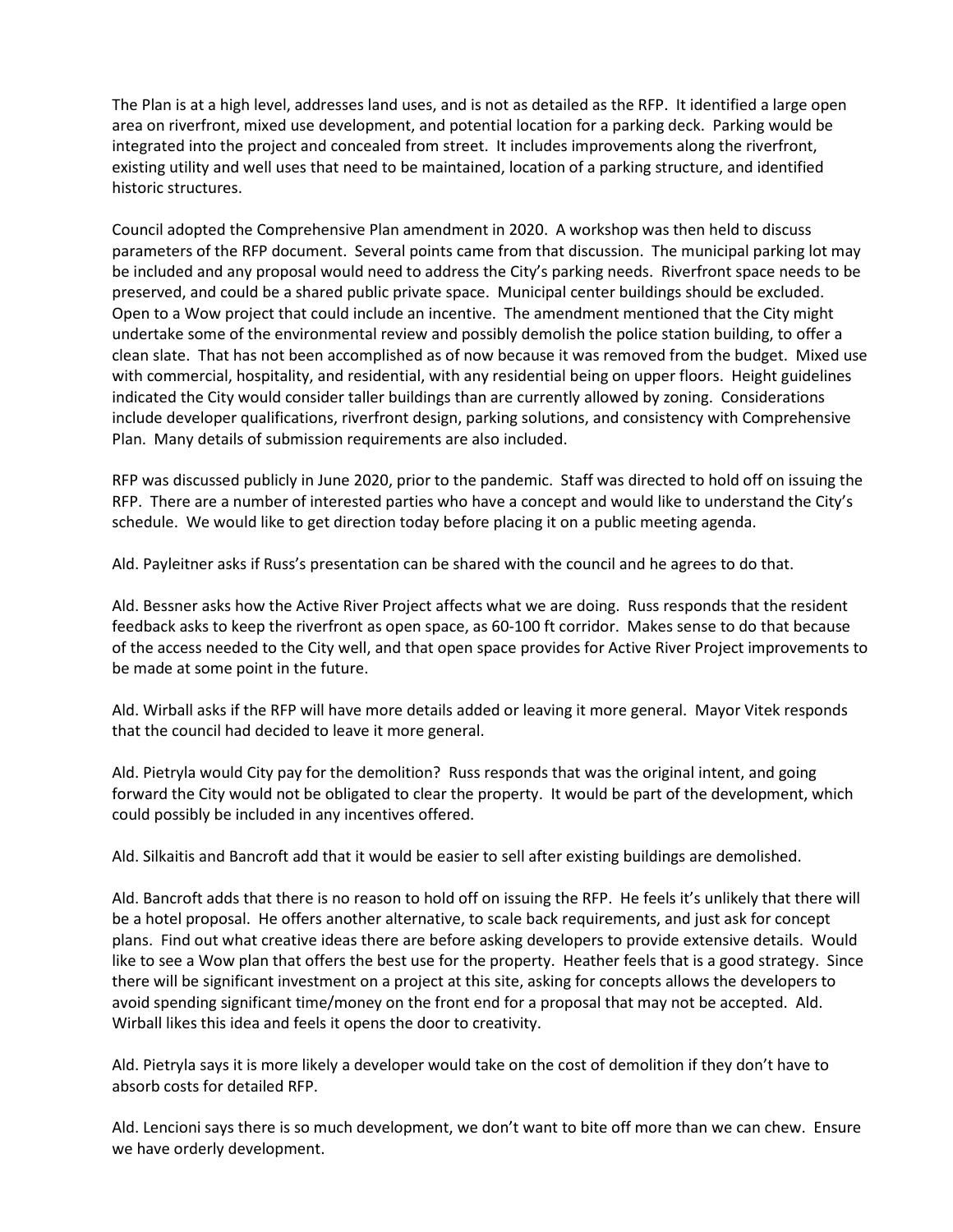The Plan is at a high level, addresses land uses, and is not as detailed as the RFP. It identified a large open area on riverfront, mixed use development, and potential location for a parking deck. Parking would be integrated into the project and concealed from street. It includes improvements along the riverfront, existing utility and well uses that need to be maintained, location of a parking structure, and identified historic structures.

Council adopted the Comprehensive Plan amendment in 2020. A workshop was then held to discuss parameters of the RFP document. Several points came from that discussion. The municipal parking lot may be included and any proposal would need to address the City's parking needs. Riverfront space needs to be preserved, and could be a shared public private space. Municipal center buildings should be excluded. Open to a Wow project that could include an incentive. The amendment mentioned that the City might undertake some of the environmental review and possibly demolish the police station building, to offer a clean slate. That has not been accomplished as of now because it was removed from the budget. Mixed use with commercial, hospitality, and residential, with any residential being on upper floors. Height guidelines indicated the City would consider taller buildings than are currently allowed by zoning. Considerations include developer qualifications, riverfront design, parking solutions, and consistency with Comprehensive Plan. Many details of submission requirements are also included.

RFP was discussed publicly in June 2020, prior to the pandemic. Staff was directed to hold off on issuing the RFP. There are a number of interested parties who have a concept and would like to understand the City's schedule. We would like to get direction today before placing it on a public meeting agenda.

Ald. Payleitner asks if Russ's presentation can be shared with the council and he agrees to do that.

Ald. Bessner asks how the Active River Project affects what we are doing. Russ responds that the resident feedback asks to keep the riverfront as open space, as 60-100 ft corridor. Makes sense to do that because of the access needed to the City well, and that open space provides for Active River Project improvements to be made at some point in the future.

Ald. Wirball asks if the RFP will have more details added or leaving it more general. Mayor Vitek responds that the council had decided to leave it more general.

Ald. Pietryla would City pay for the demolition? Russ responds that was the original intent, and going forward the City would not be obligated to clear the property. It would be part of the development, which could possibly be included in any incentives offered.

Ald. Silkaitis and Bancroft add that it would be easier to sell after existing buildings are demolished.

Ald. Bancroft adds that there is no reason to hold off on issuing the RFP. He feels it's unlikely that there will be a hotel proposal. He offers another alternative, to scale back requirements, and just ask for concept plans. Find out what creative ideas there are before asking developers to provide extensive details. Would like to see a Wow plan that offers the best use for the property. Heather feels that is a good strategy. Since there will be significant investment on a project at this site, asking for concepts allows the developers to avoid spending significant time/money on the front end for a proposal that may not be accepted. Ald. Wirball likes this idea and feels it opens the door to creativity.

Ald. Pietryla says it is more likely a developer would take on the cost of demolition if they don't have to absorb costs for detailed RFP.

Ald. Lencioni says there is so much development, we don't want to bite off more than we can chew. Ensure we have orderly development.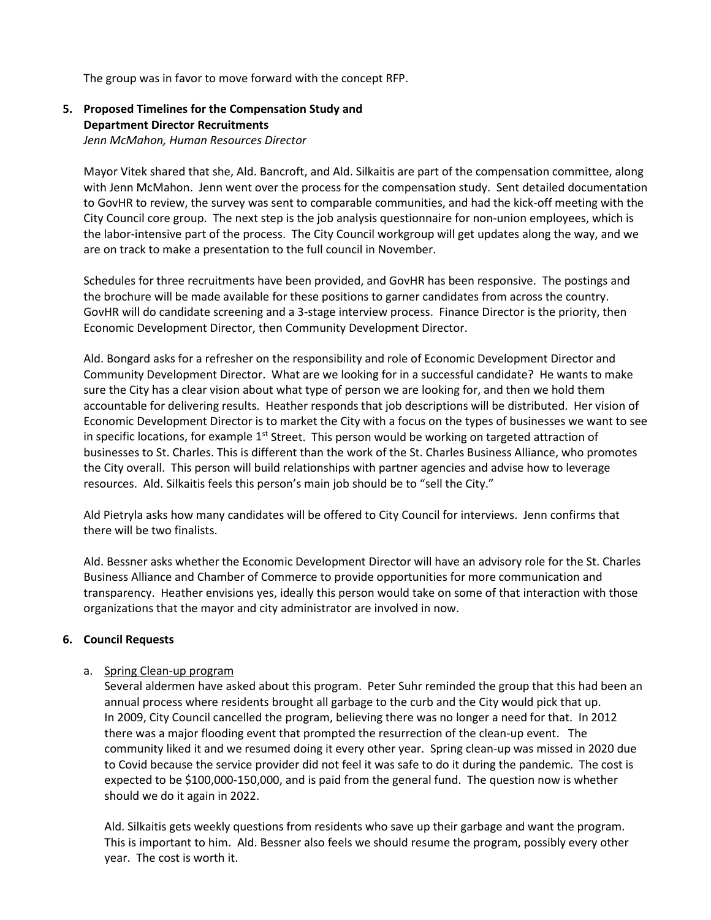The group was in favor to move forward with the concept RFP.

**5. Proposed Timelines for the Compensation Study and Department Director Recruitments**
*Jenn McMahon, Human Resources Director*

Mayor Vitek shared that she, Ald. Bancroft, and Ald. Silkaitis are part of the compensation committee, along with Jenn McMahon. Jenn went over the process for the compensation study. Sent detailed documentation to GovHR to review, the survey was sent to comparable communities, and had the kick-off meeting with the City Council core group. The next step is the job analysis questionnaire for non-union employees, which is the labor-intensive part of the process. The City Council workgroup will get updates along the way, and we are on track to make a presentation to the full council in November.

Schedules for three recruitments have been provided, and GovHR has been responsive. The postings and the brochure will be made available for these positions to garner candidates from across the country. GovHR will do candidate screening and a 3-stage interview process. Finance Director is the priority, then Economic Development Director, then Community Development Director.

Ald. Bongard asks for a refresher on the responsibility and role of Economic Development Director and Community Development Director. What are we looking for in a successful candidate? He wants to make sure the City has a clear vision about what type of person we are looking for, and then we hold them accountable for delivering results. Heather responds that job descriptions will be distributed. Her vision of Economic Development Director is to market the City with a focus on the types of businesses we want to see in specific locations, for example 1st Street. This person would be working on targeted attraction of businesses to St. Charles. This is different than the work of the St. Charles Business Alliance, who promotes the City overall. This person will build relationships with partner agencies and advise how to leverage resources. Ald. Silkaitis feels this person's main job should be to "sell the City."

Ald Pietryla asks how many candidates will be offered to City Council for interviews. Jenn confirms that there will be two finalists.

Ald. Bessner asks whether the Economic Development Director will have an advisory role for the St. Charles Business Alliance and Chamber of Commerce to provide opportunities for more communication and transparency. Heather envisions yes, ideally this person would take on some of that interaction with those organizations that the mayor and city administrator are involved in now.

**6. Council Requests**

a. Spring Clean-up program
Several aldermen have asked about this program. Peter Suhr reminded the group that this had been an annual process where residents brought all garbage to the curb and the City would pick that up. In 2009, City Council cancelled the program, believing there was no longer a need for that. In 2012 there was a major flooding event that prompted the resurrection of the clean-up event. The community liked it and we resumed doing it every other year. Spring clean-up was missed in 2020 due to Covid because the service provider did not feel it was safe to do it during the pandemic. The cost is expected to be $100,000-150,000, and is paid from the general fund. The question now is whether should we do it again in 2022.

Ald. Silkaitis gets weekly questions from residents who save up their garbage and want the program. This is important to him. Ald. Bessner also feels we should resume the program, possibly every other year. The cost is worth it.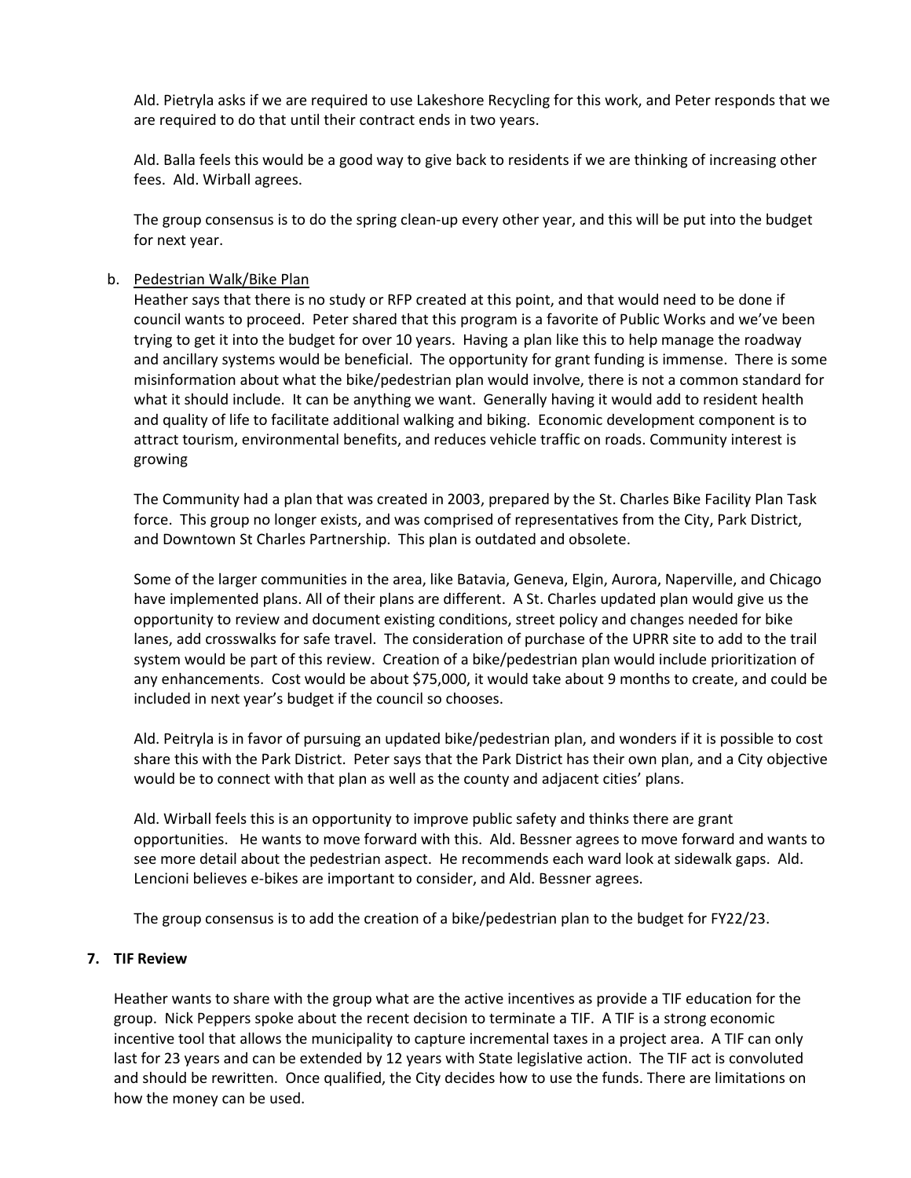Ald. Pietryla asks if we are required to use Lakeshore Recycling for this work, and Peter responds that we are required to do that until their contract ends in two years.

Ald. Balla feels this would be a good way to give back to residents if we are thinking of increasing other fees. Ald. Wirball agrees.

The group consensus is to do the spring clean-up every other year, and this will be put into the budget for next year.

b. <u>Pedestrian Walk/Bike Plan</u>
   Heather says that there is no study or RFP created at this point, and that would need to be done if council wants to proceed. Peter shared that this program is a favorite of Public Works and we've been trying to get it into the budget for over 10 years. Having a plan like this to help manage the roadway and ancillary systems would be beneficial. The opportunity for grant funding is immense. There is some misinformation about what the bike/pedestrian plan would involve, there is not a common standard for what it should include. It can be anything we want. Generally having it would add to resident health and quality of life to facilitate additional walking and biking. Economic development component is to attract tourism, environmental benefits, and reduces vehicle traffic on roads. Community interest is growing

   The Community had a plan that was created in 2003, prepared by the St. Charles Bike Facility Plan Task force. This group no longer exists, and was comprised of representatives from the City, Park District, and Downtown St Charles Partnership. This plan is outdated and obsolete.

   Some of the larger communities in the area, like Batavia, Geneva, Elgin, Aurora, Naperville, and Chicago have implemented plans. All of their plans are different. A St. Charles updated plan would give us the opportunity to review and document existing conditions, street policy and changes needed for bike lanes, add crosswalks for safe travel. The consideration of purchase of the UPRR site to add to the trail system would be part of this review. Creation of a bike/pedestrian plan would include prioritization of any enhancements. Cost would be about $75,000, it would take about 9 months to create, and could be included in next year's budget if the council so chooses.

   Ald. Peitryla is in favor of pursuing an updated bike/pedestrian plan, and wonders if it is possible to cost share this with the Park District. Peter says that the Park District has their own plan, and a City objective would be to connect with that plan as well as the county and adjacent cities' plans.

   Ald. Wirball feels this is an opportunity to improve public safety and thinks there are grant opportunities. He wants to move forward with this. Ald. Bessner agrees to move forward and wants to see more detail about the pedestrian aspect. He recommends each ward look at sidewalk gaps. Ald. Lencioni believes e-bikes are important to consider, and Ald. Bessner agrees.

   The group consensus is to add the creation of a bike/pedestrian plan to the budget for FY22/23.

**7. TIF Review**

Heather wants to share with the group what are the active incentives as provide a TIF education for the group. Nick Peppers spoke about the recent decision to terminate a TIF. A TIF is a strong economic incentive tool that allows the municipality to capture incremental taxes in a project area. A TIF can only last for 23 years and can be extended by 12 years with State legislative action. The TIF act is convoluted and should be rewritten. Once qualified, the City decides how to use the funds. There are limitations on how the money can be used.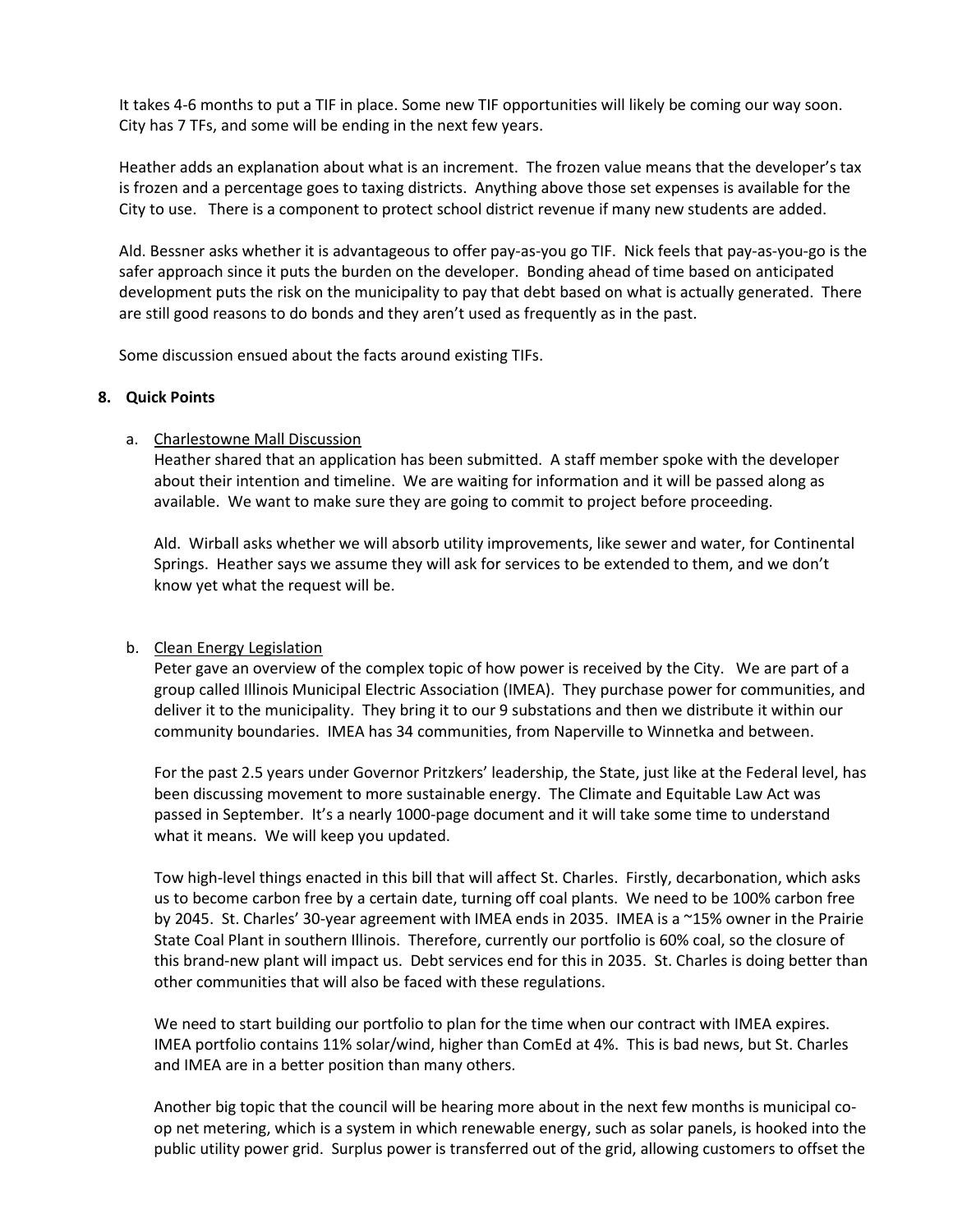It takes 4-6 months to put a TIF in place. Some new TIF opportunities will likely be coming our way soon. City has 7 TFs, and some will be ending in the next few years.

Heather adds an explanation about what is an increment. The frozen value means that the developer's tax is frozen and a percentage goes to taxing districts. Anything above those set expenses is available for the City to use. There is a component to protect school district revenue if many new students are added.

Ald. Bessner asks whether it is advantageous to offer pay-as-you go TIF. Nick feels that pay-as-you-go is the safer approach since it puts the burden on the developer. Bonding ahead of time based on anticipated development puts the risk on the municipality to pay that debt based on what is actually generated. There are still good reasons to do bonds and they aren't used as frequently as in the past.

Some discussion ensued about the facts around existing TIFs.

**8. Quick Points**

a. Charlestowne Mall Discussion

Heather shared that an application has been submitted. A staff member spoke with the developer about their intention and timeline. We are waiting for information and it will be passed along as available. We want to make sure they are going to commit to project before proceeding.

Ald. Wirball asks whether we will absorb utility improvements, like sewer and water, for Continental Springs. Heather says we assume they will ask for services to be extended to them, and we don't know yet what the request will be.

b. Clean Energy Legislation

Peter gave an overview of the complex topic of how power is received by the City. We are part of a group called Illinois Municipal Electric Association (IMEA). They purchase power for communities, and deliver it to the municipality. They bring it to our 9 substations and then we distribute it within our community boundaries. IMEA has 34 communities, from Naperville to Winnetka and between.

For the past 2.5 years under Governor Pritzkers' leadership, the State, just like at the Federal level, has been discussing movement to more sustainable energy. The Climate and Equitable Law Act was passed in September. It's a nearly 1000-page document and it will take some time to understand what it means. We will keep you updated.

Tow high-level things enacted in this bill that will affect St. Charles. Firstly, decarbonation, which asks us to become carbon free by a certain date, turning off coal plants. We need to be 100% carbon free by 2045. St. Charles' 30-year agreement with IMEA ends in 2035. IMEA is a ~15% owner in the Prairie State Coal Plant in southern Illinois. Therefore, currently our portfolio is 60% coal, so the closure of this brand-new plant will impact us. Debt services end for this in 2035. St. Charles is doing better than other communities that will also be faced with these regulations.

We need to start building our portfolio to plan for the time when our contract with IMEA expires. IMEA portfolio contains 11% solar/wind, higher than ComEd at 4%. This is bad news, but St. Charles and IMEA are in a better position than many others.

Another big topic that the council will be hearing more about in the next few months is municipal co-op net metering, which is a system in which renewable energy, such as solar panels, is hooked into the public utility power grid. Surplus power is transferred out of the grid, allowing customers to offset the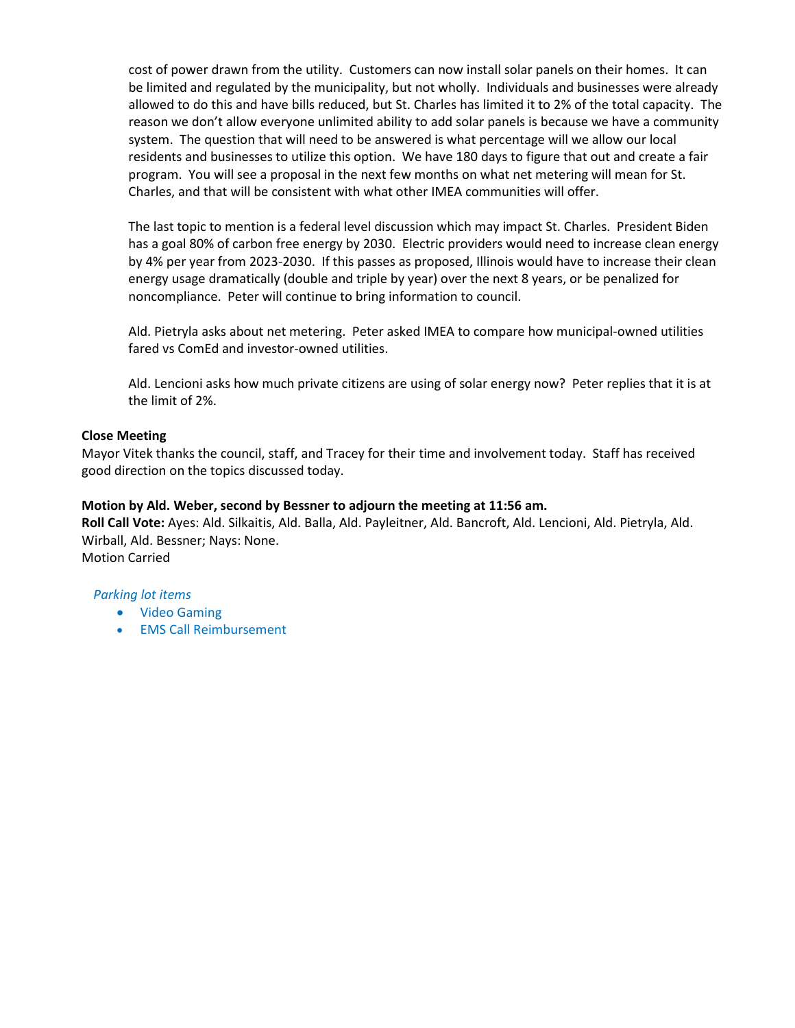cost of power drawn from the utility. Customers can now install solar panels on their homes. It can be limited and regulated by the municipality, but not wholly. Individuals and businesses were already allowed to do this and have bills reduced, but St. Charles has limited it to 2% of the total capacity. The reason we don't allow everyone unlimited ability to add solar panels is because we have a community system. The question that will need to be answered is what percentage will we allow our local residents and businesses to utilize this option. We have 180 days to figure that out and create a fair program. You will see a proposal in the next few months on what net metering will mean for St. Charles, and that will be consistent with what other IMEA communities will offer.

The last topic to mention is a federal level discussion which may impact St. Charles. President Biden has a goal 80% of carbon free energy by 2030. Electric providers would need to increase clean energy by 4% per year from 2023-2030. If this passes as proposed, Illinois would have to increase their clean energy usage dramatically (double and triple by year) over the next 8 years, or be penalized for noncompliance. Peter will continue to bring information to council.

Ald. Pietryla asks about net metering. Peter asked IMEA to compare how municipal-owned utilities fared vs ComEd and investor-owned utilities.

Ald. Lencioni asks how much private citizens are using of solar energy now? Peter replies that it is at the limit of 2%.

**Close Meeting**

Mayor Vitek thanks the council, staff, and Tracey for their time and involvement today. Staff has received good direction on the topics discussed today.

**Motion by Ald. Weber, second by Bessner to adjourn the meeting at 11:56 am.**

**Roll Call Vote:** Ayes: Ald. Silkaitis, Ald. Balla, Ald. Payleitner, Ald. Bancroft, Ald. Lencioni, Ald. Pietryla, Ald. Wirball, Ald. Bessner; Nays: None.

Motion Carried

*Parking lot items*

- Video Gaming
- EMS Call Reimbursement